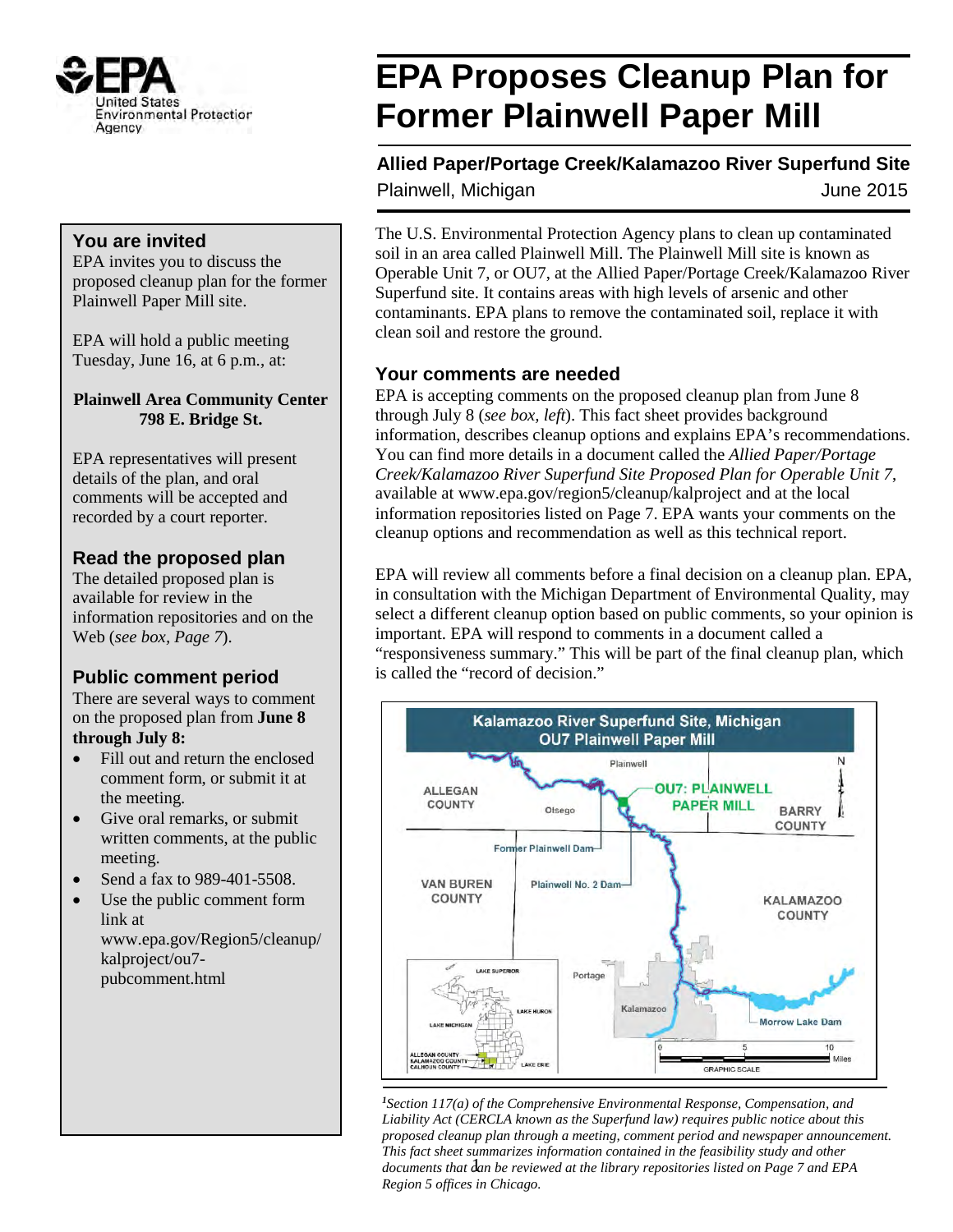# EPA Proposes Cleanup Plan for Former Plainwell Paper Mill

## Allied Paper/Portage Creek/Kalamazoo River Superfund Site

Plainwell, Michigan June 2015

The U.S. Environmental Protection Agency plans to clean up contaminated soil in an area called Plainwell Mill. The Plainwell Mill site is known as Operable Unit 7, or OU7, at the Allied Paper/Portage Creek/Kalamazoo River Superfund site. It contains areas with high levels of arsenic and other contaminants. EPA plans to remove the contaminated soil, replace it with clean soil and restore the ground.

### Your comments are needed

EPA is accepting comments on the proposed cleanup plan from June 8 through July 8 (*see box, left*). This fact sheet provides background information, describes cleanup options and explains EPA's recommendations. You can find more details in a document called the *Allied Paper/Portage Creek/Kalamazoo River Superfund Site Proposed Plan for Operable Unit 7*, available at www.epa.gov/region5/cleanup/kalproject and at the local information repositories listed on Page 7. EPA wants your comments on the cleanup options and recommendation as well as this technical report.

EPA will review all comments before a final decision on a cleanup plan. EPA, in consultation with the Michigan Department of Environmental Quality, may select a different cleanup option based on public comments, so your opinion is important. EPA will respond to comments in a document called a "responsiveness summary." This will be part of the final cleanup plan, which is called the "record of decision."

### You are invited

EPA invites you to discuss the proposed cleanup plan for the former Plainwell Paper Mill site.

EPA will hold a public meeting Tuesday, June 16, at 6 p.m., at:

**Plainwell Area Community Center**
**798 E. Bridge St.**

EPA representatives will present details of the plan, and oral comments will be accepted and recorded by a court reporter.

### Read the proposed plan

The detailed proposed plan is available for review in the information repositories and on the Web (*see box, Page 7*).

### Public comment period

There are several ways to comment on the proposed plan from **June 8 through July 8:**

- Fill out and return the enclosed comment form, or submit it at the meeting.
- Give oral remarks, or submit written comments, at the public meeting.
- Send a fax to 989-401-5508.
- Use the public comment form link at www.epa.gov/Region5/cleanup/kalproject/ou7-pubcomment.html

**Kalamazoo River Superfund Site, Michigan**
**OU7 Plainwell Paper Mill**

[1] *Section 117(a) of the Comprehensive Environmental Response, Compensation, and Liability Act (CERCLA known as the Superfund law) requires public notice about this proposed cleanup plan through a meeting, comment period and newspaper announcement. This fact sheet summarizes information contained in the feasibility study and other documents that can be reviewed at the library repositories listed on Page 7 and EPA Region 5 offices in Chicago.*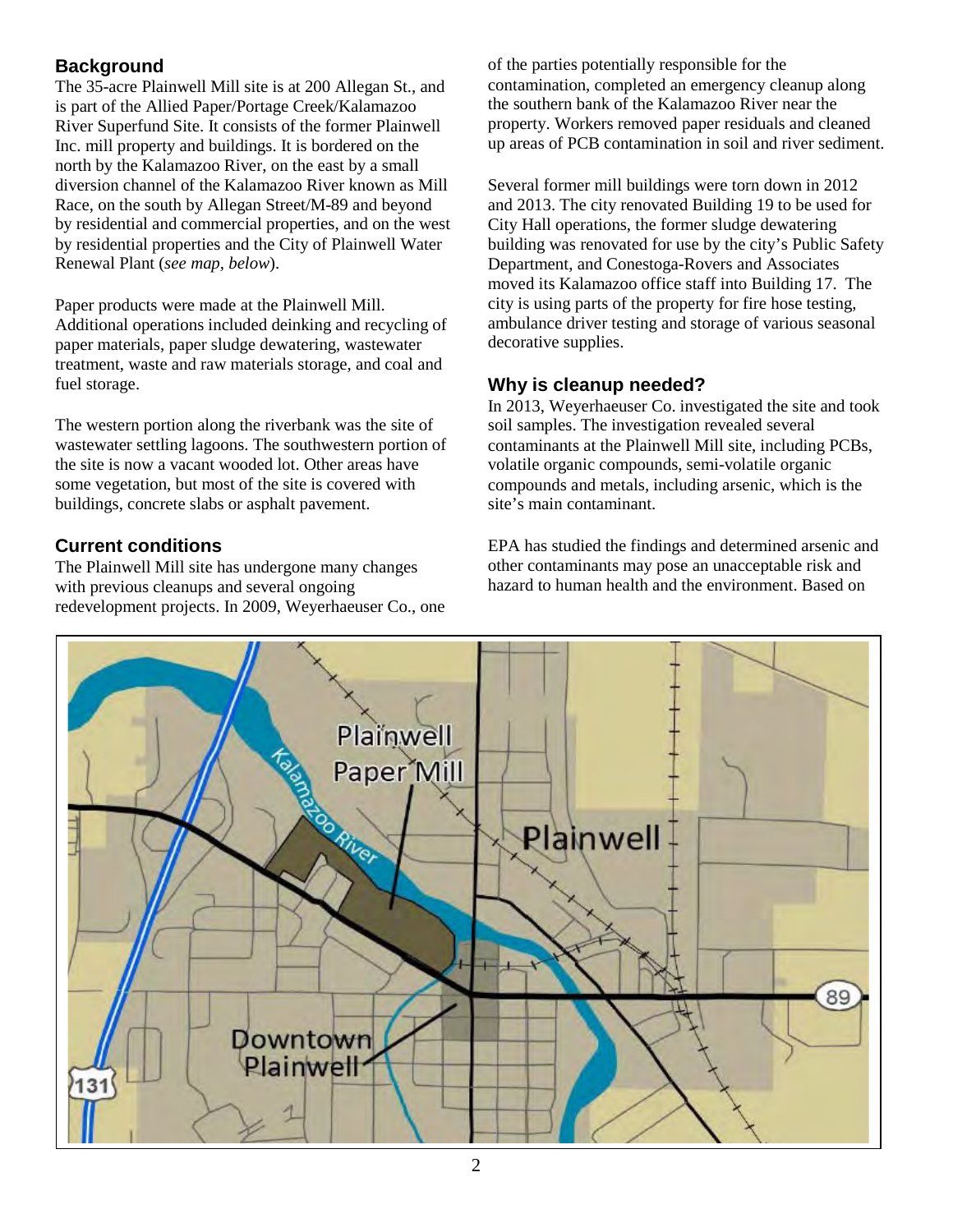## Background

The 35-acre Plainwell Mill site is at 200 Allegan St., and is part of the Allied Paper/Portage Creek/Kalamazoo River Superfund Site. It consists of the former Plainwell Inc. mill property and buildings. It is bordered on the north by the Kalamazoo River, on the east by a small diversion channel of the Kalamazoo River known as Mill Race, on the south by Allegan Street/M-89 and beyond by residential and commercial properties, and on the west by residential properties and the City of Plainwell Water Renewal Plant (*see map, below*).

Paper products were made at the Plainwell Mill. Additional operations included deinking and recycling of paper materials, paper sludge dewatering, wastewater treatment, waste and raw materials storage, and coal and fuel storage.

The western portion along the riverbank was the site of wastewater settling lagoons. The southwestern portion of the site is now a vacant wooded lot. Other areas have some vegetation, but most of the site is covered with buildings, concrete slabs or asphalt pavement.

## Current conditions

The Plainwell Mill site has undergone many changes with previous cleanups and several ongoing redevelopment projects. In 2009, Weyerhaeuser Co., one of the parties potentially responsible for the contamination, completed an emergency cleanup along the southern bank of the Kalamazoo River near the property. Workers removed paper residuals and cleaned up areas of PCB contamination in soil and river sediment.

Several former mill buildings were torn down in 2012 and 2013. The city renovated Building 19 to be used for City Hall operations, the former sludge dewatering building was renovated for use by the city's Public Safety Department, and Conestoga-Rovers and Associates moved its Kalamazoo office staff into Building 17. The city is using parts of the property for fire hose testing, ambulance driver testing and storage of various seasonal decorative supplies.

## Why is cleanup needed?

In 2013, Weyerhaeuser Co. investigated the site and took soil samples. The investigation revealed several contaminants at the Plainwell Mill site, including PCBs, volatile organic compounds, semi-volatile organic compounds and metals, including arsenic, which is the site's main contaminant.

EPA has studied the findings and determined arsenic and other contaminants may pose an unacceptable risk and hazard to human health and the environment. Based on

Plainwell Paper Mill

Kalamazoo River

Plainwell

Downtown Plainwell

131

89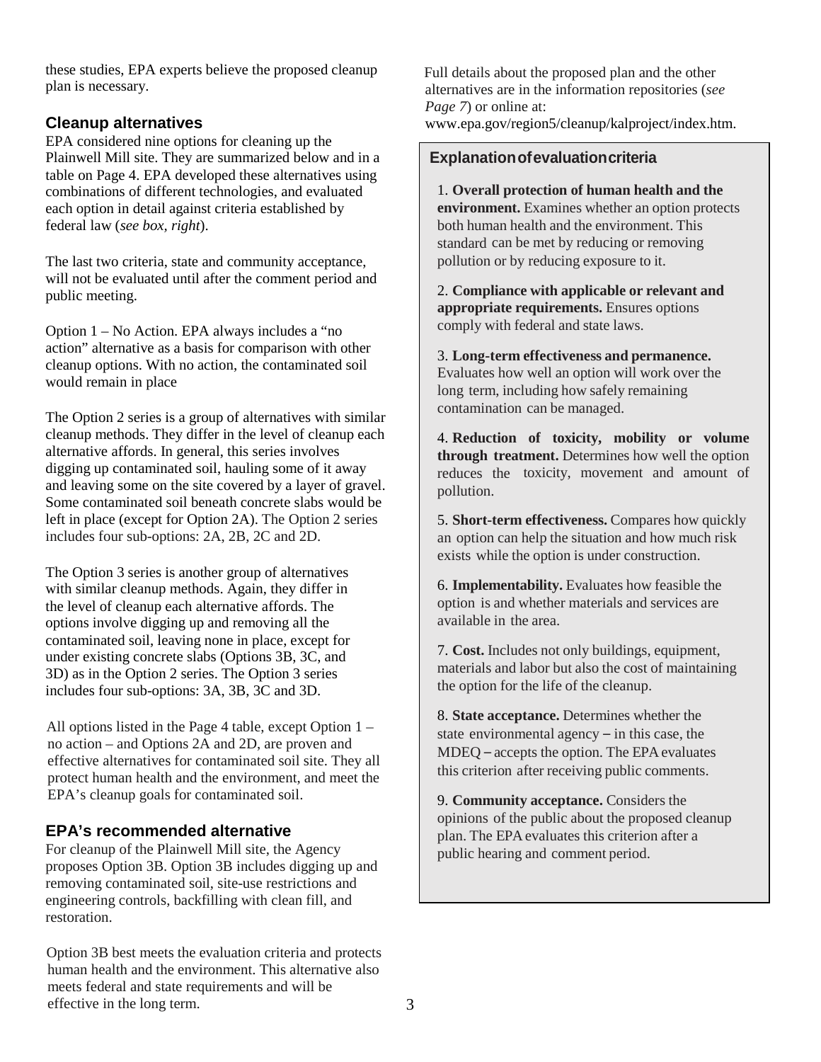these studies, EPA experts believe the proposed cleanup plan is necessary.

## Cleanup alternatives

EPA considered nine options for cleaning up the Plainwell Mill site. They are summarized below and in a table on Page 4. EPA developed these alternatives using combinations of different technologies, and evaluated each option in detail against criteria established by federal law (*see box, right*).

The last two criteria, state and community acceptance, will not be evaluated until after the comment period and public meeting.

Option 1 – No Action. EPA always includes a "no action" alternative as a basis for comparison with other cleanup options. With no action, the contaminated soil would remain in place

The Option 2 series is a group of alternatives with similar cleanup methods. They differ in the level of cleanup each alternative affords. In general, this series involves digging up contaminated soil, hauling some of it away and leaving some on the site covered by a layer of gravel. Some contaminated soil beneath concrete slabs would be left in place (except for Option 2A). The Option 2 series includes four sub-options: 2A, 2B, 2C and 2D.

The Option 3 series is another group of alternatives with similar cleanup methods. Again, they differ in the level of cleanup each alternative affords. The options involve digging up and removing all the contaminated soil, leaving none in place, except for under existing concrete slabs (Options 3B, 3C, and 3D) as in the Option 2 series. The Option 3 series includes four sub-options: 3A, 3B, 3C and 3D.

All options listed in the Page 4 table, except Option 1 – no action – and Options 2A and 2D, are proven and effective alternatives for contaminated soil site. They all protect human health and the environment, and meet the EPA's cleanup goals for contaminated soil.

## EPA's recommended alternative

For cleanup of the Plainwell Mill site, the Agency proposes Option 3B. Option 3B includes digging up and removing contaminated soil, site-use restrictions and engineering controls, backfilling with clean fill, and restoration.

Option 3B best meets the evaluation criteria and protects human health and the environment. This alternative also meets federal and state requirements and will be effective in the long term.

Full details about the proposed plan and the other alternatives are in the information repositories (*see Page 7*) or online at: www.epa.gov/region5/cleanup/kalproject/index.htm.

### Explanation of evaluation criteria

1. **Overall protection of human health and the environment.** Examines whether an option protects both human health and the environment. This standard can be met by reducing or removing pollution or by reducing exposure to it.

2. **Compliance with applicable or relevant and appropriate requirements.** Ensures options comply with federal and state laws.

3. **Long-term effectiveness and permanence.** Evaluates how well an option will work over the long term, including how safely remaining contamination can be managed.

4. **Reduction of toxicity, mobility or volume through treatment.** Determines how well the option reduces the toxicity, movement and amount of pollution.

5. **Short-term effectiveness.** Compares how quickly an option can help the situation and how much risk exists while the option is under construction.

6. **Implementability.** Evaluates how feasible the option is and whether materials and services are available in the area.

7. **Cost.** Includes not only buildings, equipment, materials and labor but also the cost of maintaining the option for the life of the cleanup.

8. **State acceptance.** Determines whether the state environmental agency – in this case, the MDEQ – accepts the option. The EPA evaluates this criterion after receiving public comments.

9. **Community acceptance.** Considers the opinions of the public about the proposed cleanup plan. The EPA evaluates this criterion after a public hearing and comment period.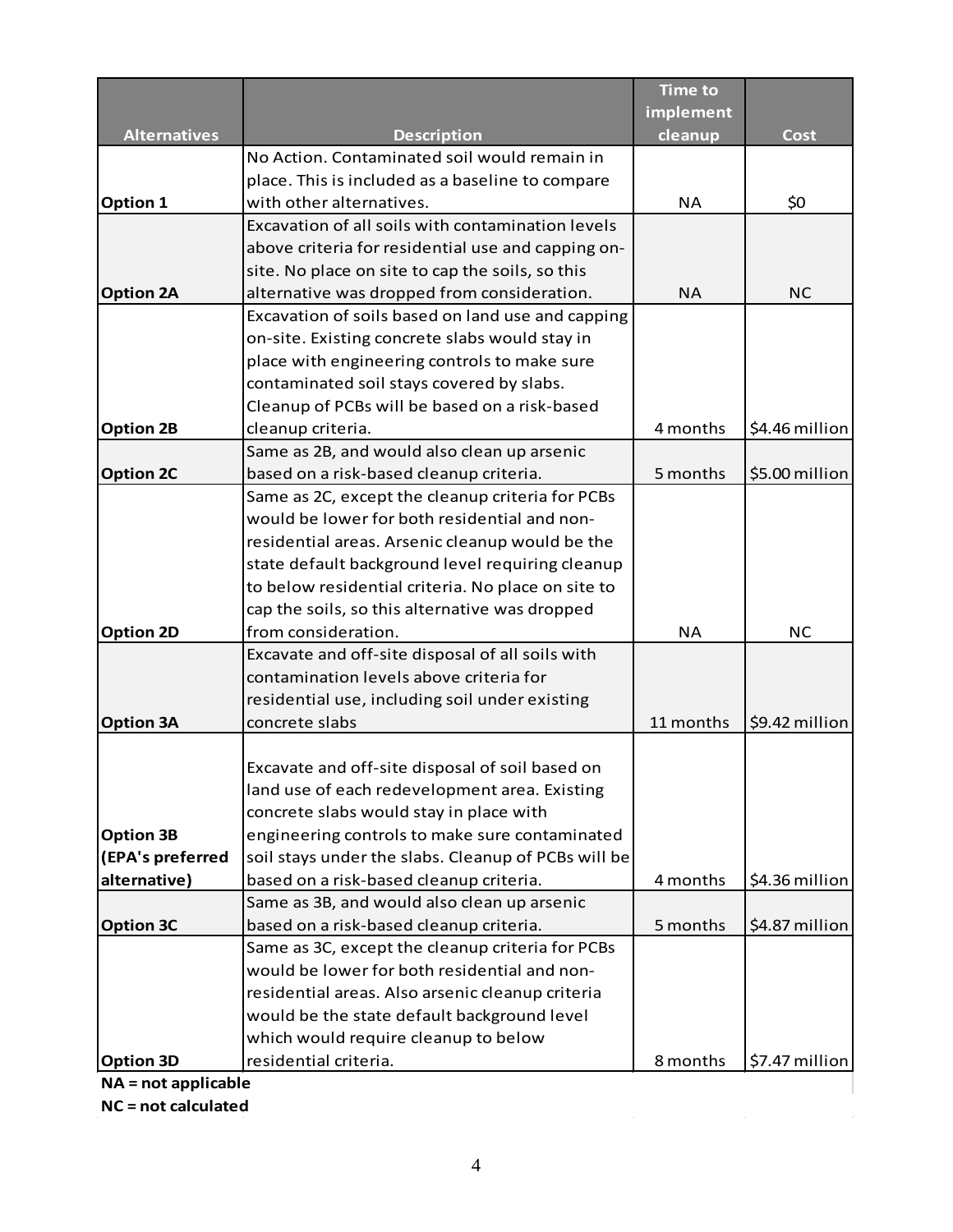| Alternatives | Description | Time to implement cleanup | Cost |
|---|---|---|---|
| **Option 1** | No Action. Contaminated soil would remain in place. This is included as a baseline to compare with other alternatives. | NA | $0 |
| **Option 2A** | Excavation of all soils with contamination levels above criteria for residential use and capping on-site. No place on site to cap the soils, so this alternative was dropped from consideration. | NA | NC |
| **Option 2B** | Excavation of soils based on land use and capping on-site. Existing concrete slabs would stay in place with engineering controls to make sure contaminated soil stays covered by slabs. Cleanup of PCBs will be based on a risk-based cleanup criteria. | 4 months | $4.46 million |
| **Option 2C** | Same as 2B, and would also clean up arsenic based on a risk-based cleanup criteria. | 5 months | $5.00 million |
| **Option 2D** | Same as 2C, except the cleanup criteria for PCBs would be lower for both residential and non-residential areas. Arsenic cleanup would be the state default background level requiring cleanup to below residential criteria. No place on site to cap the soils, so this alternative was dropped from consideration. | NA | NC |
| **Option 3A** | Excavate and off-site disposal of all soils with contamination levels above criteria for residential use, including soil under existing concrete slabs | 11 months | $9.42 million |
| **Option 3B (EPA's preferred alternative)** | Excavate and off-site disposal of soil based on land use of each redevelopment area. Existing concrete slabs would stay in place with engineering controls to make sure contaminated soil stays under the slabs. Cleanup of PCBs will be based on a risk-based cleanup criteria. | 4 months | $4.36 million |
| **Option 3C** | Same as 3B, and would also clean up arsenic based on a risk-based cleanup criteria. | 5 months | $4.87 million |
| **Option 3D** | Same as 3C, except the cleanup criteria for PCBs would be lower for both residential and non-residential areas. Also arsenic cleanup criteria would be the state default background level which would require cleanup to below residential criteria. | 8 months | $7.47 million |

**NA = not applicable**

**NC = not calculated**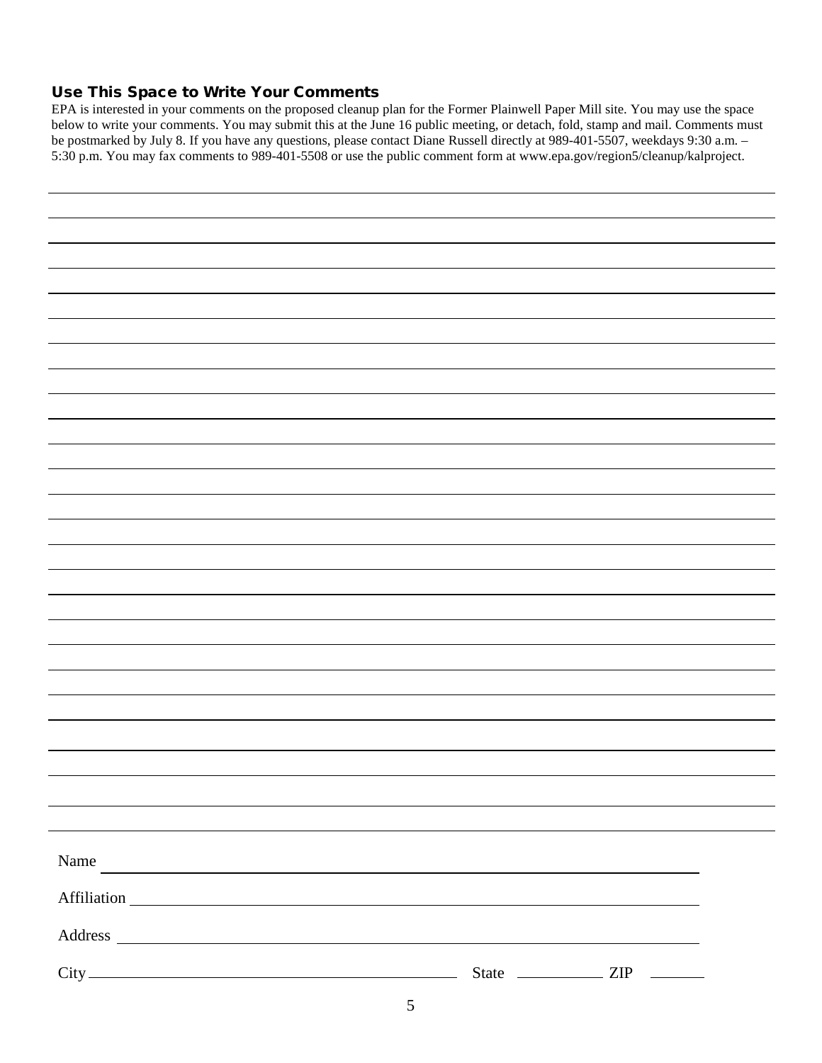## Use This Space to Write Your Comments

EPA is interested in your comments on the proposed cleanup plan for the Former Plainwell Paper Mill site. You may use the space below to write your comments. You may submit this at the June 16 public meeting, or detach, fold, stamp and mail. Comments must be postmarked by July 8. If you have any questions, please contact Diane Russell directly at 989-401-5507, weekdays 9:30 a.m. – 5:30 p.m. You may fax comments to 989-401-5508 or use the public comment form at www.epa.gov/region5/cleanup/kalproject.

Name ____________________________________________

Affiliation ____________________________________________

Address ____________________________________________

City ______________________ State __________ ZIP ______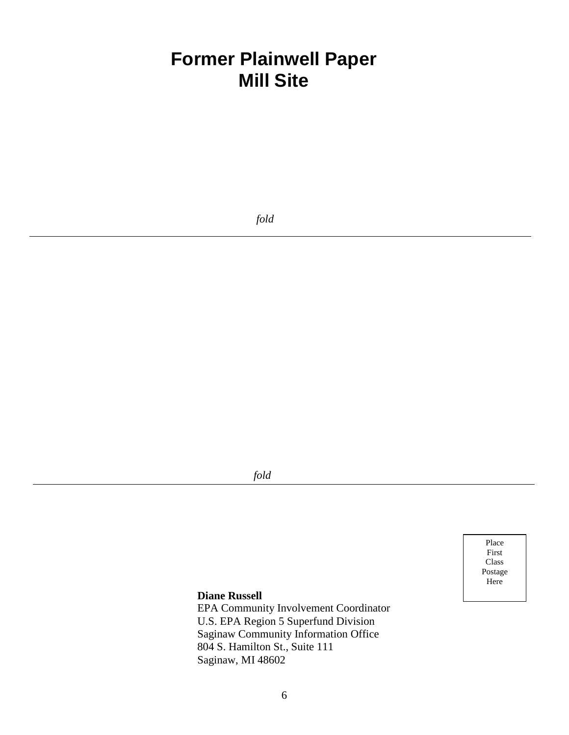# Former Plainwell Paper Mill Site

*fold*

---

*fold*

---

Place
First
Class
Postage
Here

**Diane Russell**
EPA Community Involvement Coordinator
U.S. EPA Region 5 Superfund Division
Saginaw Community Information Office
804 S. Hamilton St., Suite 111
Saginaw, MI 48602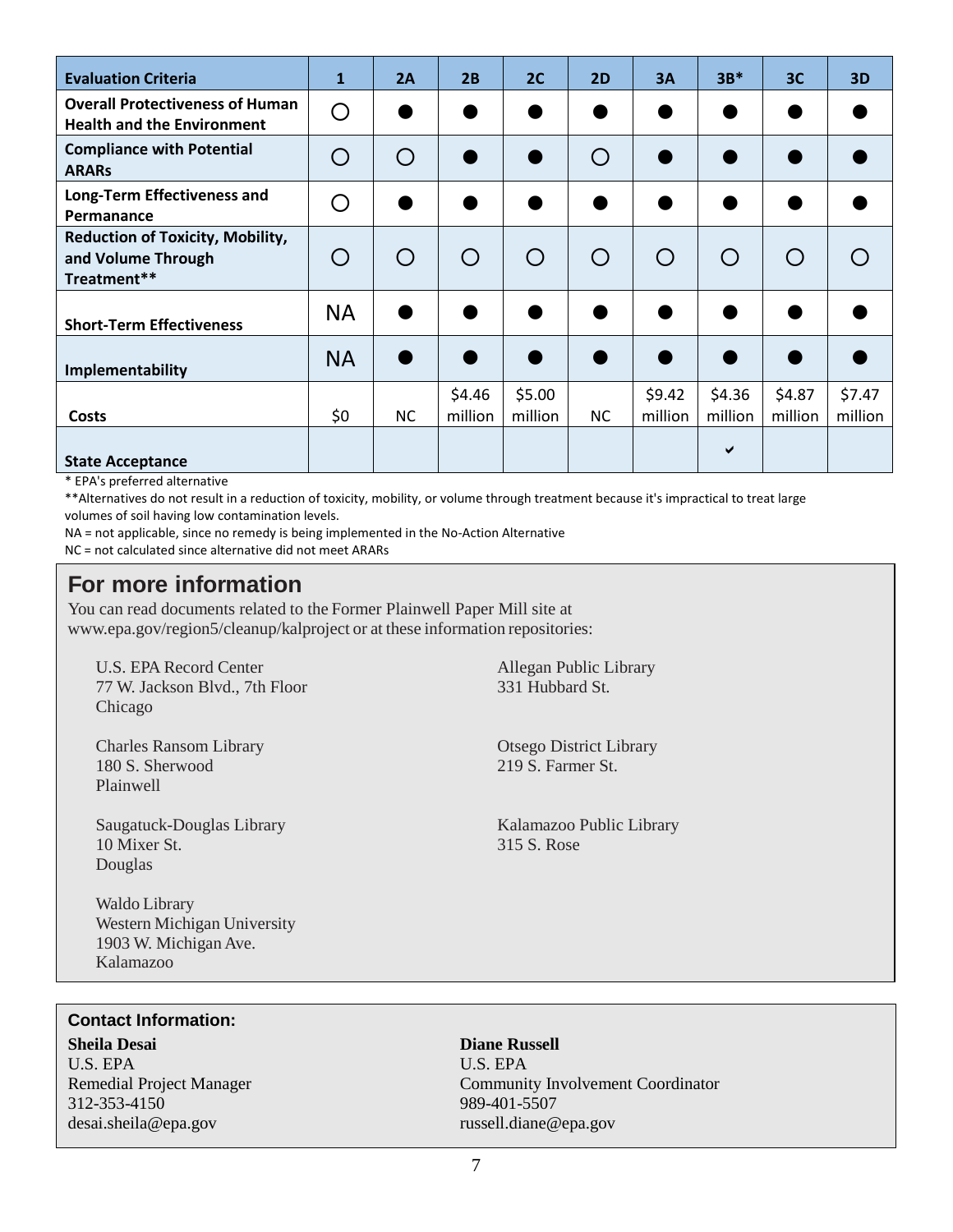| Evaluation Criteria | 1 | 2A | 2B | 2C | 2D | 3A | 3B* | 3C | 3D |
|---|---|---|---|---|---|---|---|---|---|
| Overall Protectiveness of Human Health and the Environment | ○ | ● | ● | ● | ● | ● | ● | ● | ● |
| Compliance with Potential ARARs | ○ | ○ | ● | ● | ○ | ● | ● | ● | ● |
| Long-Term Effectiveness and Permanance | ○ | ● | ● | ● | ● | ● | ● | ● | ● |
| Reduction of Toxicity, Mobility, and Volume Through Treatment** | ○ | ○ | ○ | ○ | ○ | ○ | ○ | ○ | ○ |
| Short-Term Effectiveness | NA | ● | ● | ● | ● | ● | ● | ● | ● |
| Implementability | NA | ● | ● | ● | ● | ● | ● | ● | ● |
| Costs | $0 | NC | $4.46 million | $5.00 million | NC | $9.42 million | $4.36 million | $4.87 million | $7.47 million |
| State Acceptance | | | | | | | ✔ | | |

* EPA's preferred alternative

**Alternatives do not result in a reduction of toxicity, mobility, or volume through treatment because it's impractical to treat large volumes of soil having low contamination levels.

NA = not applicable, since no remedy is being implemented in the No-Action Alternative

NC = not calculated since alternative did not meet ARARs

## For more information

You can read documents related to the Former Plainwell Paper Mill site at www.epa.gov/region5/cleanup/kalproject or at these information repositories:

U.S. EPA Record Center
77 W. Jackson Blvd., 7th Floor
Chicago

Charles Ransom Library
180 S. Sherwood
Plainwell

Saugatuck-Douglas Library
10 Mixer St.
Douglas

Waldo Library
Western Michigan University
1903 W. Michigan Ave.
Kalamazoo

Allegan Public Library
331 Hubbard St.

Otsego District Library
219 S. Farmer St.

Kalamazoo Public Library
315 S. Rose

### Contact Information:

**Sheila Desai**
U.S. EPA
Remedial Project Manager
312-353-4150
desai.sheila@epa.gov

**Diane Russell**
U.S. EPA
Community Involvement Coordinator
989-401-5507
russell.diane@epa.gov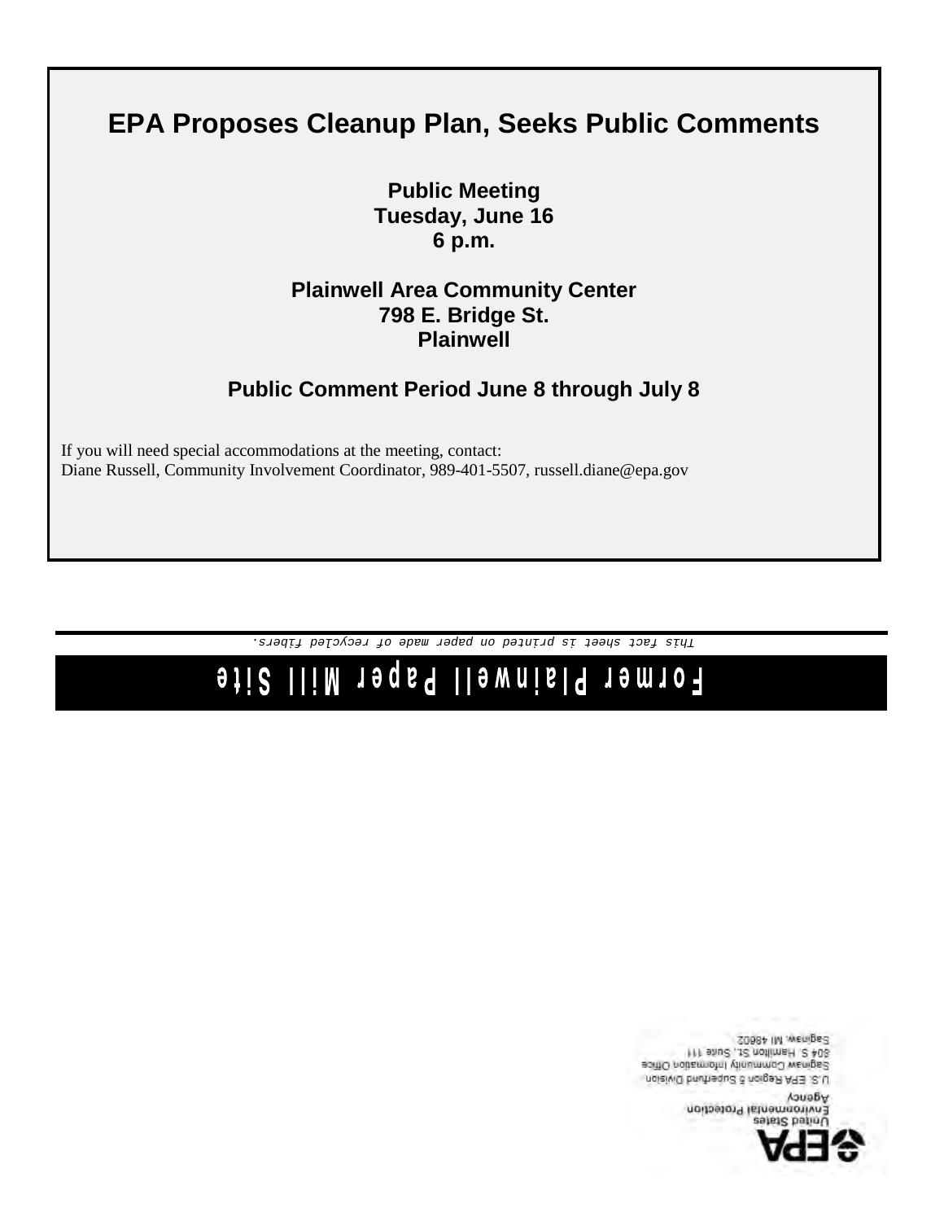# EPA Proposes Cleanup Plan, Seeks Public Comments

**Public Meeting**
**Tuesday, June 16**
**6 p.m.**

**Plainwell Area Community Center**
**798 E. Bridge St.**
**Plainwell**

**Public Comment Period June 8 through July 8**

If you will need special accommodations at the meeting, contact:
Diane Russell, Community Involvement Coordinator, 989-401-5507, russell.diane@epa.gov

*This fact sheet is printed on paper made of recycled fibers.*

**Former Plainwell Paper Mill Site**

EPA
United States
Environmental Protection
Agency

U.S. EPA Region 5 Superfund Division
Saginaw Community Information Office
804 S. Hamilton St., Suite 111
Saginaw, MI 48602